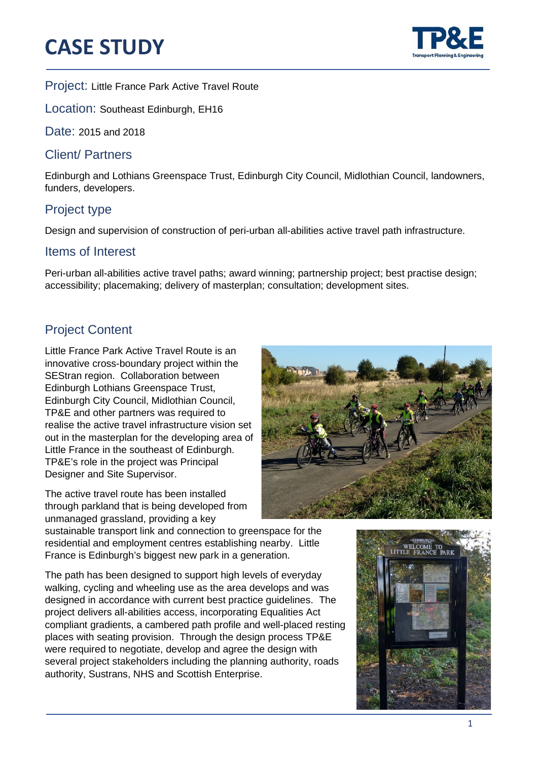# CASE STUDY

Project: Little France Park Active Travel Route

Location: Southeast Edinburgh, EH16

Date: 2015 and 2018

## Client/ Partners

Edinburgh and Lothians Greenspace Trust, Edinburgh City Council, Midlothian Council, landowners, funders, developers.

## Project type

Design and supervision of construction of peri-urban all-abilities active travel path infrastructure.

## Items of Interest

Peri-urban all-abilities active travel paths; award winning; partnership project; best practise design; accessibility; placemaking; delivery of masterplan; consultation; development sites.

## Project Content

Little France Park Active Travel Route is an innovative cross-boundary project within the SEStran region. Collaboration between Edinburgh Lothians Greenspace Trust, Edinburgh City Council, Midlothian Council, TP&E and other partners was required to realise the active travel infrastructure vision set out in the masterplan for the developing area of Little France in the southeast of Edinburgh. TP&E's role in the project was Principal Designer and Site Supervisor.

The active travel route has been installed through parkland that is being developed from unmanaged grassland, providing a key sustainable transport link and connection to greenspace for the residential and employment centres establishing nearby. Little France is Edinburgh's biggest new park in a generation.

The path has been designed to support high levels of everyday walking, cycling and wheeling use as the area develops and was designed in accordance with current best practice guidelines. The project delivers all-abilities access, incorporating Equalities Act compliant gradients, a cambered path profile and well-placed resting places with seating provision. Through the design process TP&E were required to negotiate, develop and agree the design with several project stakeholders including the planning authority, roads authority, Sustrans, NHS and Scottish Enterprise.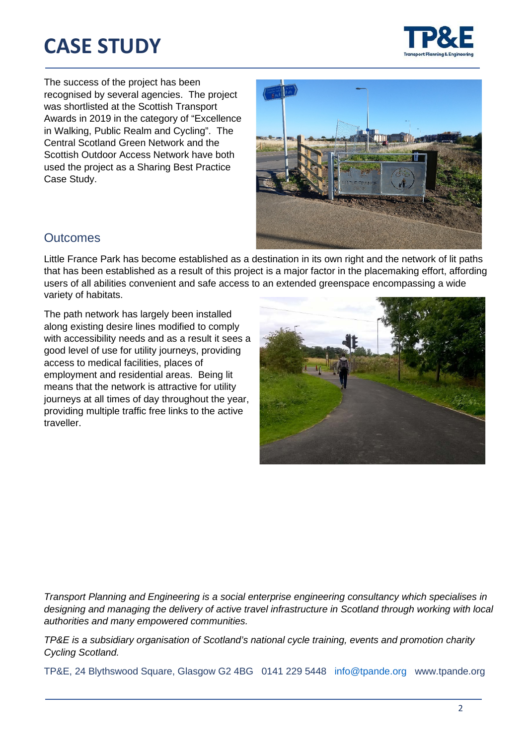# CASE STUDY

The success of the project has been recognised by several agencies. The project was shortlisted at the Scottish Transport Awards in 2019 in the category of "Excellence in Walking, Public Realm and Cycling". The Central Scotland Green Network and the Scottish Outdoor Access Network have both used the project as a Sharing Best Practice Case Study.

## Outcomes

Little France Park has become established as a destination in its own right and the network of lit paths that has been established as a result of this project is a major factor in the placemaking effort, affording users of all abilities convenient and safe access to an extended greenspace encompassing a wide variety of habitats.

The path network has largely been installed along existing desire lines modified to comply with accessibility needs and as a result it sees a good level of use for utility journeys, providing access to medical facilities, places of employment and residential areas. Being lit means that the network is attractive for utility journeys at all times of day throughout the year, providing multiple traffic free links to the active traveller.

*Transport Planning and Engineering is a social enterprise engineering consultancy which specialises in designing and managing the delivery of active travel infrastructure in Scotland through working with local authorities and many empowered communities.*

*TP&E is a subsidiary organisation of Scotland's national cycle training, events and promotion charity Cycling Scotland.*

TP&E, 24 Blythswood Square, Glasgow G2 4BG 0141 229 5448 info@tpande.org www.tpande.org